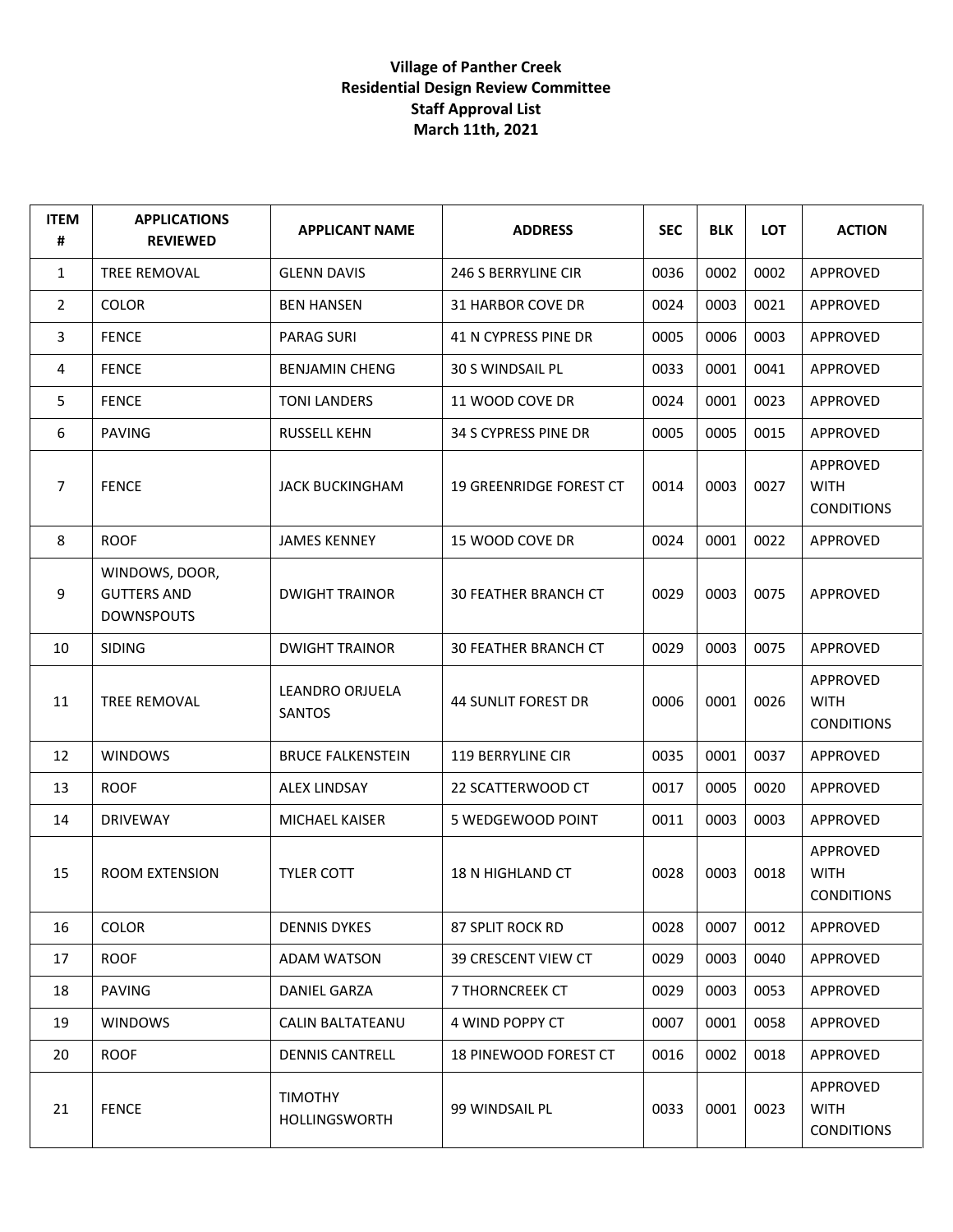**Village of Panther Creek**
**Residential Design Review Committee**
**Staff Approval List**
**March 11th, 2021**

| ITEM # | APPLICATIONS REVIEWED | APPLICANT NAME | ADDRESS | SEC | BLK | LOT | ACTION |
|---|---|---|---|---|---|---|---|
| 1 | TREE REMOVAL | GLENN DAVIS | 246 S BERRYLINE CIR | 0036 | 0002 | 0002 | APPROVED |
| 2 | COLOR | BEN HANSEN | 31 HARBOR COVE DR | 0024 | 0003 | 0021 | APPROVED |
| 3 | FENCE | PARAG SURI | 41 N CYPRESS PINE DR | 0005 | 0006 | 0003 | APPROVED |
| 4 | FENCE | BENJAMIN CHENG | 30 S WINDSAIL PL | 0033 | 0001 | 0041 | APPROVED |
| 5 | FENCE | TONI LANDERS | 11 WOOD COVE DR | 0024 | 0001 | 0023 | APPROVED |
| 6 | PAVING | RUSSELL KEHN | 34 S CYPRESS PINE DR | 0005 | 0005 | 0015 | APPROVED |
| 7 | FENCE | JACK BUCKINGHAM | 19 GREENRIDGE FOREST CT | 0014 | 0003 | 0027 | APPROVED WITH CONDITIONS |
| 8 | ROOF | JAMES KENNEY | 15 WOOD COVE DR | 0024 | 0001 | 0022 | APPROVED |
| 9 | WINDOWS, DOOR, GUTTERS AND DOWNSPOUTS | DWIGHT TRAINOR | 30 FEATHER BRANCH CT | 0029 | 0003 | 0075 | APPROVED |
| 10 | SIDING | DWIGHT TRAINOR | 30 FEATHER BRANCH CT | 0029 | 0003 | 0075 | APPROVED |
| 11 | TREE REMOVAL | LEANDRO ORJUELA SANTOS | 44 SUNLIT FOREST DR | 0006 | 0001 | 0026 | APPROVED WITH CONDITIONS |
| 12 | WINDOWS | BRUCE FALKENSTEIN | 119 BERRYLINE CIR | 0035 | 0001 | 0037 | APPROVED |
| 13 | ROOF | ALEX LINDSAY | 22 SCATTERWOOD CT | 0017 | 0005 | 0020 | APPROVED |
| 14 | DRIVEWAY | MICHAEL KAISER | 5 WEDGEWOOD POINT | 0011 | 0003 | 0003 | APPROVED |
| 15 | ROOM EXTENSION | TYLER COTT | 18 N HIGHLAND CT | 0028 | 0003 | 0018 | APPROVED WITH CONDITIONS |
| 16 | COLOR | DENNIS DYKES | 87 SPLIT ROCK RD | 0028 | 0007 | 0012 | APPROVED |
| 17 | ROOF | ADAM WATSON | 39 CRESCENT VIEW CT | 0029 | 0003 | 0040 | APPROVED |
| 18 | PAVING | DANIEL GARZA | 7 THORNCREEK CT | 0029 | 0003 | 0053 | APPROVED |
| 19 | WINDOWS | CALIN BALTATEANU | 4 WIND POPPY CT | 0007 | 0001 | 0058 | APPROVED |
| 20 | ROOF | DENNIS CANTRELL | 18 PINEWOOD FOREST CT | 0016 | 0002 | 0018 | APPROVED |
| 21 | FENCE | TIMOTHY HOLLINGSWORTH | 99 WINDSAIL PL | 0033 | 0001 | 0023 | APPROVED WITH CONDITIONS |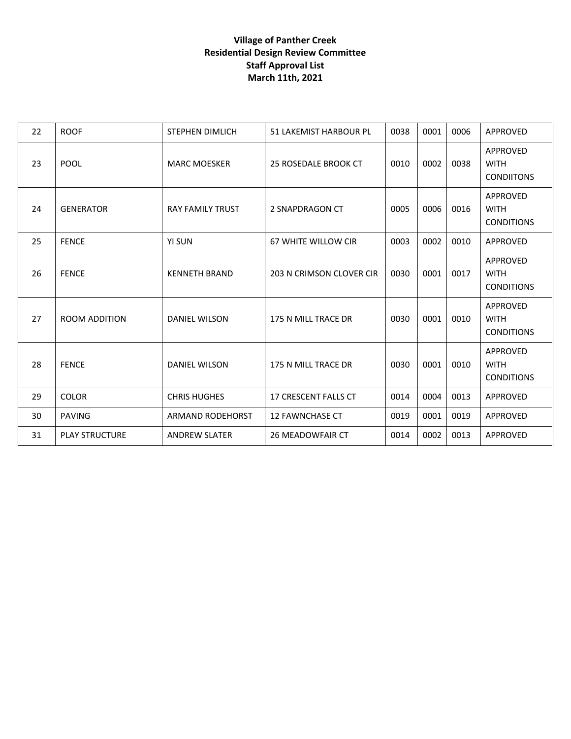**Village of Panther Creek**
**Residential Design Review Committee**
**Staff Approval List**
**March 11th, 2021**

| | | | | | | | |
|---|---|---|---|---|---|---|---|
| 22 | ROOF | STEPHEN DIMLICH | 51 LAKEMIST HARBOUR PL | 0038 | 0001 | 0006 | APPROVED |
| 23 | POOL | MARC MOESKER | 25 ROSEDALE BROOK CT | 0010 | 0002 | 0038 | APPROVED WITH CONDIITONS |
| 24 | GENERATOR | RAY FAMILY TRUST | 2 SNAPDRAGON CT | 0005 | 0006 | 0016 | APPROVED WITH CONDITIONS |
| 25 | FENCE | YI SUN | 67 WHITE WILLOW CIR | 0003 | 0002 | 0010 | APPROVED |
| 26 | FENCE | KENNETH BRAND | 203 N CRIMSON CLOVER CIR | 0030 | 0001 | 0017 | APPROVED WITH CONDITIONS |
| 27 | ROOM ADDITION | DANIEL WILSON | 175 N MILL TRACE DR | 0030 | 0001 | 0010 | APPROVED WITH CONDITIONS |
| 28 | FENCE | DANIEL WILSON | 175 N MILL TRACE DR | 0030 | 0001 | 0010 | APPROVED WITH CONDITIONS |
| 29 | COLOR | CHRIS HUGHES | 17 CRESCENT FALLS CT | 0014 | 0004 | 0013 | APPROVED |
| 30 | PAVING | ARMAND RODEHORST | 12 FAWNCHASE CT | 0019 | 0001 | 0019 | APPROVED |
| 31 | PLAY STRUCTURE | ANDREW SLATER | 26 MEADOWFAIR CT | 0014 | 0002 | 0013 | APPROVED |